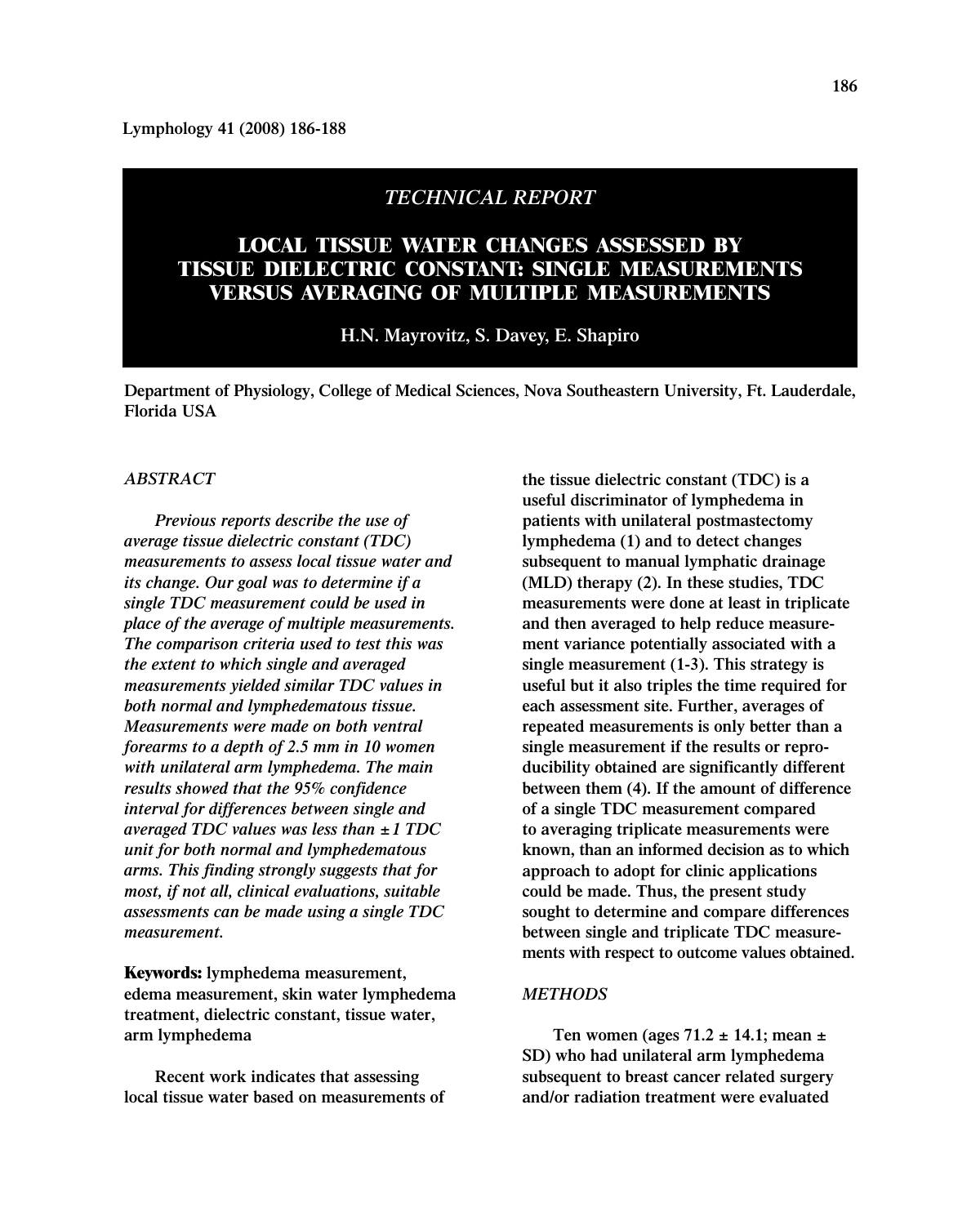*TECHNICAL REPORT*

# LOCAL TISSUE WATER CHANGES ASSESSED BY TISSUE DIELECTRIC CONSTANT: SINGLE MEASUREMENTS VERSUS AVERAGING OF MULTIPLE MEASUREMENTS

**H.N. Mayrovitz, S. Davey, E. Shapiro**

Department of Physiology, College of Medical Sciences, Nova Southeastern University, Ft. Lauderdale, Florida USA

## *ABSTRACT*

*Previous reports describe the use of average tissue dielectric constant (TDC) measurements to assess local tissue water and its change. Our goal was to determine if a single TDC measurement could be used in place of the average of multiple measurements. The comparison criteria used to test this was the extent to which single and averaged measurements yielded similar TDC values in both normal and lymphedematous tissue. Measurements were made on both ventral forearms to a depth of 2.5 mm in 10 women with unilateral arm lymphedema. The main results showed that the 95% confidence interval for differences between single and averaged TDC values was less than ±1 TDC unit for both normal and lymphedematous arms. This finding strongly suggests that for most, if not all, clinical evaluations, suitable assessments can be made using a single TDC measurement.*

**Keywords:** lymphedema measurement, edema measurement, skin water lymphedema treatment, dielectric constant, tissue water, arm lymphedema

Recent work indicates that assessing local tissue water based on measurements of the tissue dielectric constant (TDC) is a useful discriminator of lymphedema in patients with unilateral postmastectomy lymphedema (1) and to detect changes subsequent to manual lymphatic drainage (MLD) therapy (2). In these studies, TDC measurements were done at least in triplicate and then averaged to help reduce measurement variance potentially associated with a single measurement (1-3). This strategy is useful but it also triples the time required for each assessment site. Further, averages of repeated measurements is only better than a single measurement if the results or reproducibility obtained are significantly different between them (4). If the amount of difference of a single TDC measurement compared to averaging triplicate measurements were known, than an informed decision as to which approach to adopt for clinic applications could be made. Thus, the present study sought to determine and compare differences between single and triplicate TDC measurements with respect to outcome values obtained.

## *METHODS*

Ten women (ages 71.2 ± 14.1; mean ± SD) who had unilateral arm lymphedema subsequent to breast cancer related surgery and/or radiation treatment were evaluated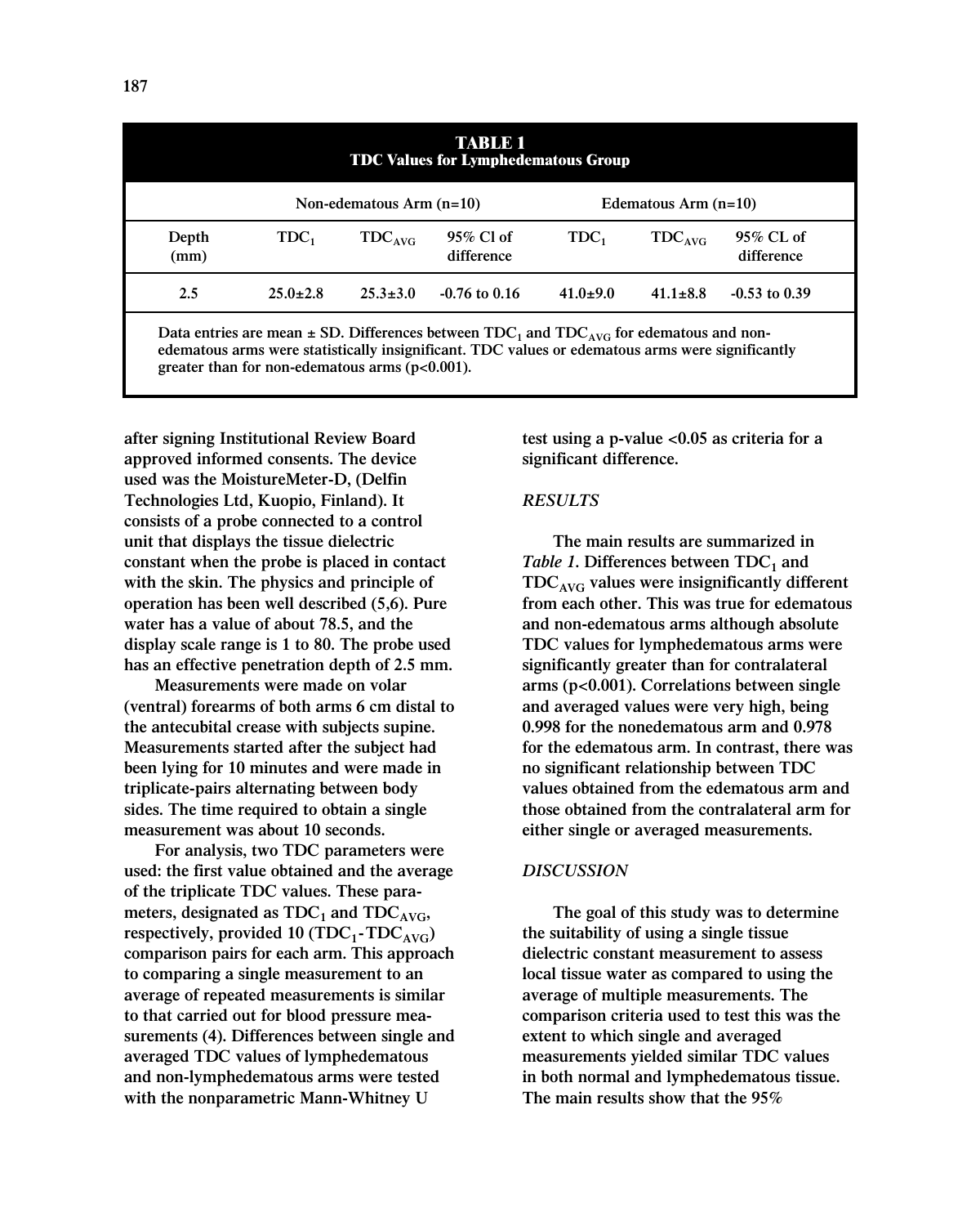**TABLE 1**
**TDC Values for Lymphedematous Group**

| | Non-edematous Arm (n=10) | | | Edematous Arm (n=10) | | |
|---|---|---|---|---|---|---|
| Depth (mm) | $TDC_1$ | $TDC_{AVG}$ | 95% Cl of difference | $TDC_1$ | $TDC_{AVG}$ | 95% CL of difference |
| 2.5 | 25.0±2.8 | 25.3±3.0 | -0.76 to 0.16 | 41.0±9.0 | 41.1±8.8 | -0.53 to 0.39 |

Data entries are mean ± SD. Differences between $TDC_1$ and $TDC_{AVG}$ for edematous and non-edematous arms were statistically insignificant. TDC values or edematous arms were significantly greater than for non-edematous arms ($p<0.001$).

after signing Institutional Review Board approved informed consents. The device used was the MoistureMeter-D, (Delfin Technologies Ltd, Kuopio, Finland). It consists of a probe connected to a control unit that displays the tissue dielectric constant when the probe is placed in contact with the skin. The physics and principle of operation has been well described (5,6). Pure water has a value of about 78.5, and the display scale range is 1 to 80. The probe used has an effective penetration depth of 2.5 mm.

Measurements were made on volar (ventral) forearms of both arms 6 cm distal to the antecubital crease with subjects supine. Measurements started after the subject had been lying for 10 minutes and were made in triplicate-pairs alternating between body sides. The time required to obtain a single measurement was about 10 seconds.

For analysis, two TDC parameters were used: the first value obtained and the average of the triplicate TDC values. These parameters, designated as $TDC_1$ and $TDC_{AVG}$, respectively, provided 10 ($TDC_1$-$TDC_{AVG}$) comparison pairs for each arm. This approach to comparing a single measurement to an average of repeated measurements is similar to that carried out for blood pressure measurements (4). Differences between single and averaged TDC values of lymphedematous and non-lymphedematous arms were tested with the nonparametric Mann-Whitney U test using a p-value <0.05 as criteria for a significant difference.

## *RESULTS*

The main results are summarized in *Table 1*. Differences between $TDC_1$ and $TDC_{AVG}$ values were insignificantly different from each other. This was true for edematous and non-edematous arms although absolute TDC values for lymphedematous arms were significantly greater than for contralateral arms ($p<0.001$). Correlations between single and averaged values were very high, being 0.998 for the nonedematous arm and 0.978 for the edematous arm. In contrast, there was no significant relationship between TDC values obtained from the edematous arm and those obtained from the contralateral arm for either single or averaged measurements.

## *DISCUSSION*

The goal of this study was to determine the suitability of using a single tissue dielectric constant measurement to assess local tissue water as compared to using the average of multiple measurements. The comparison criteria used to test this was the extent to which single and averaged measurements yielded similar TDC values in both normal and lymphedematous tissue. The main results show that the 95%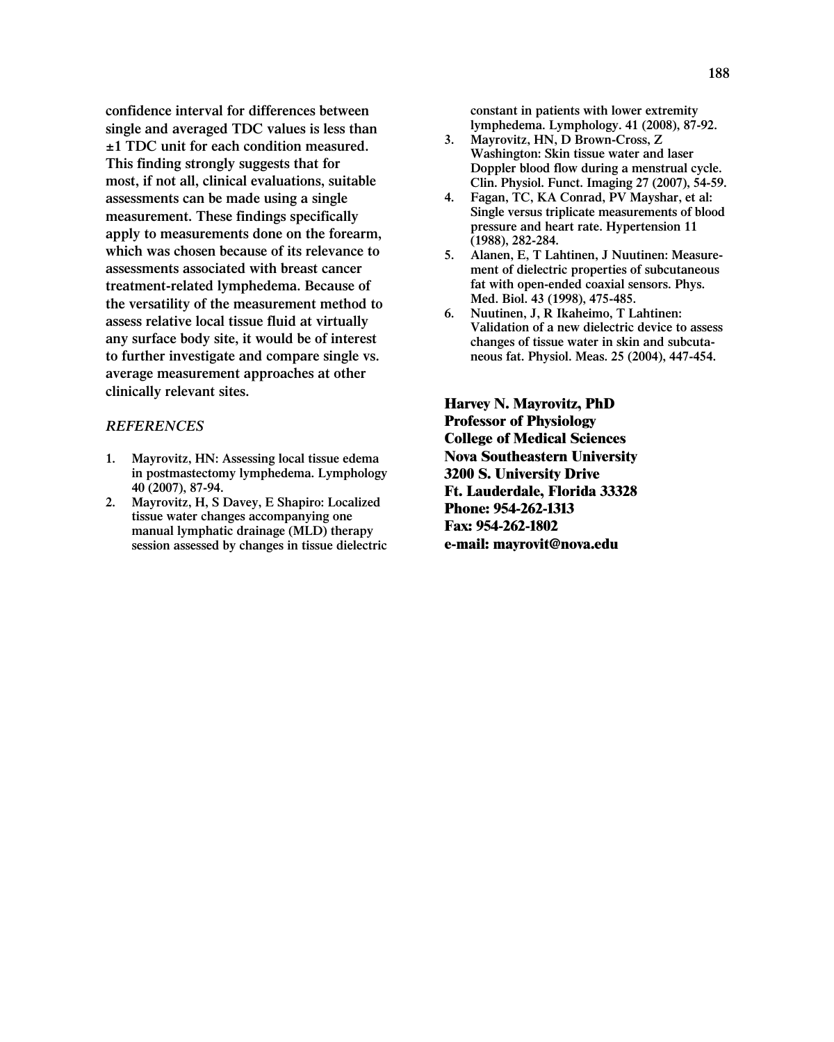confidence interval for differences between single and averaged TDC values is less than ±1 TDC unit for each condition measured. This finding strongly suggests that for most, if not all, clinical evaluations, suitable assessments can be made using a single measurement. These findings specifically apply to measurements done on the forearm, which was chosen because of its relevance to assessments associated with breast cancer treatment-related lymphedema. Because of the versatility of the measurement method to assess relative local tissue fluid at virtually any surface body site, it would be of interest to further investigate and compare single vs. average measurement approaches at other clinically relevant sites.

## *REFERENCES*

1. Mayrovitz, HN: Assessing local tissue edema in postmastectomy lymphedema. Lymphology 40 (2007), 87-94.
2. Mayrovitz, H, S Davey, E Shapiro: Localized tissue water changes accompanying one manual lymphatic drainage (MLD) therapy session assessed by changes in tissue dielectric constant in patients with lower extremity lymphedema. Lymphology. 41 (2008), 87-92.
3. Mayrovitz, HN, D Brown-Cross, Z Washington: Skin tissue water and laser Doppler blood flow during a menstrual cycle. Clin. Physiol. Funct. Imaging 27 (2007), 54-59.
4. Fagan, TC, KA Conrad, PV Mayshar, et al: Single versus triplicate measurements of blood pressure and heart rate. Hypertension 11 (1988), 282-284.
5. Alanen, E, T Lahtinen, J Nuutinen: Measurement of dielectric properties of subcutaneous fat with open-ended coaxial sensors. Phys. Med. Biol. 43 (1998), 475-485.
6. Nuutinen, J, R Ikaheimo, T Lahtinen: Validation of a new dielectric device to assess changes of tissue water in skin and subcutaneous fat. Physiol. Meas. 25 (2004), 447-454.

**Harvey N. Mayrovitz, PhD**
**Professor of Physiology**
**College of Medical Sciences**
**Nova Southeastern University**
**3200 S. University Drive**
**Ft. Lauderdale, Florida 33328**
**Phone: 954-262-1313**
**Fax: 954-262-1802**
**e-mail: mayrovit@nova.edu**